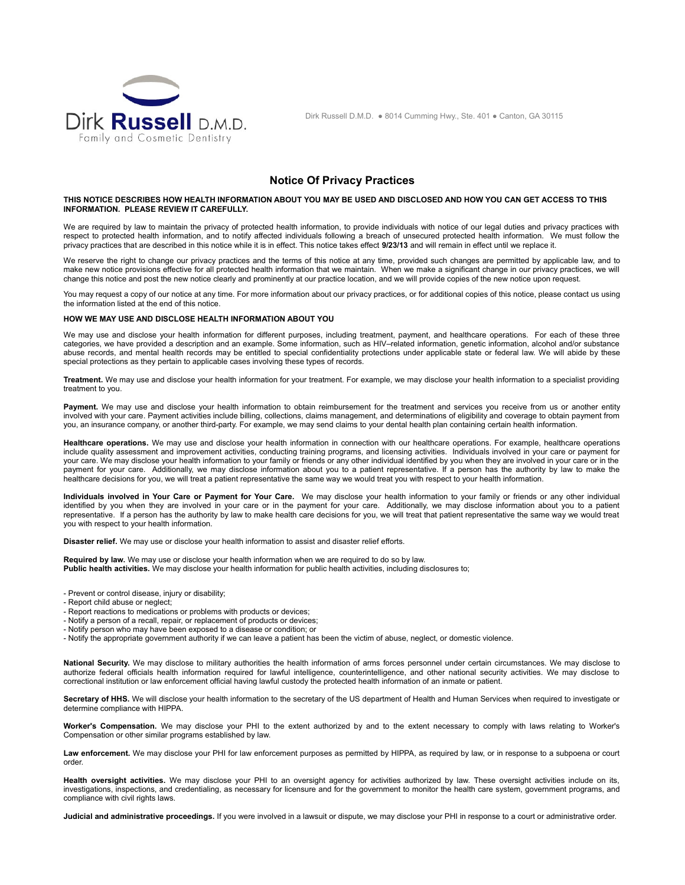Dirk **Russell** D.M.D.
Family and Cosmetic Dentistry

Dirk Russell D.M.D. ● 8014 Cumming Hwy., Ste. 401 ● Canton, GA 30115

# Notice Of Privacy Practices

**THIS NOTICE DESCRIBES HOW HEALTH INFORMATION ABOUT YOU MAY BE USED AND DISCLOSED AND HOW YOU CAN GET ACCESS TO THIS INFORMATION. PLEASE REVIEW IT CAREFULLY.**

We are required by law to maintain the privacy of protected health information, to provide individuals with notice of our legal duties and privacy practices with respect to protected health information, and to notify affected individuals following a breach of unsecured protected health information. We must follow the privacy practices that are described in this notice while it is in effect. This notice takes effect **9/23/13** and will remain in effect until we replace it.

We reserve the right to change our privacy practices and the terms of this notice at any time, provided such changes are permitted by applicable law, and to make new notice provisions effective for all protected health information that we maintain. When we make a significant change in our privacy practices, we will change this notice and post the new notice clearly and prominently at our practice location, and we will provide copies of the new notice upon request.

You may request a copy of our notice at any time. For more information about our privacy practices, or for additional copies of this notice, please contact us using the information listed at the end of this notice.

**HOW WE MAY USE AND DISCLOSE HEALTH INFORMATION ABOUT YOU**

We may use and disclose your health information for different purposes, including treatment, payment, and healthcare operations. For each of these three categories, we have provided a description and an example. Some information, such as HIV–related information, genetic information, alcohol and/or substance abuse records, and mental health records may be entitled to special confidentiality protections under applicable state or federal law. We will abide by these special protections as they pertain to applicable cases involving these types of records.

**Treatment.** We may use and disclose your health information for your treatment. For example, we may disclose your health information to a specialist providing treatment to you.

**Payment.** We may use and disclose your health information to obtain reimbursement for the treatment and services you receive from us or another entity involved with your care. Payment activities include billing, collections, claims management, and determinations of eligibility and coverage to obtain payment from you, an insurance company, or another third-party. For example, we may send claims to your dental health plan containing certain health information.

**Healthcare operations.** We may use and disclose your health information in connection with our healthcare operations. For example, healthcare operations include quality assessment and improvement activities, conducting training programs, and licensing activities. Individuals involved in your care or payment for your care. We may disclose your health information to your family or friends or any other individual identified by you when they are involved in your care or in the payment for your care. Additionally, we may disclose information about you to a patient representative. If a person has the authority by law to make the healthcare decisions for you, we will treat a patient representative the same way we would treat you with respect to your health information.

**Individuals involved in Your Care or Payment for Your Care.** We may disclose your health information to your family or friends or any other individual identified by you when they are involved in your care or in the payment for your care. Additionally, we may disclose information about you to a patient representative. If a person has the authority by law to make health care decisions for you, we will treat that patient representative the same way we would treat you with respect to your health information.

**Disaster relief.** We may use or disclose your health information to assist and disaster relief efforts.

**Required by law.** We may use or disclose your health information when we are required to do so by law.
**Public health activities.** We may disclose your health information for public health activities, including disclosures to;

- Prevent or control disease, injury or disability;
- Report child abuse or neglect;
- Report reactions to medications or problems with products or devices;
- Notify a person of a recall, repair, or replacement of products or devices;
- Notify person who may have been exposed to a disease or condition; or
- Notify the appropriate government authority if we can leave a patient has been the victim of abuse, neglect, or domestic violence.

**National Security.** We may disclose to military authorities the health information of arms forces personnel under certain circumstances. We may disclose to authorize federal officials health information required for lawful intelligence, counterintelligence, and other national security activities. We may disclose to correctional institution or law enforcement official having lawful custody the protected health information of an inmate or patient.

**Secretary of HHS.** We will disclose your health information to the secretary of the US department of Health and Human Services when required to investigate or determine compliance with HIPPA.

**Worker's Compensation.** We may disclose your PHI to the extent authorized by and to the extent necessary to comply with laws relating to Worker's Compensation or other similar programs established by law.

**Law enforcement.** We may disclose your PHI for law enforcement purposes as permitted by HIPPA, as required by law, or in response to a subpoena or court order.

**Health oversight activities.** We may disclose your PHI to an oversight agency for activities authorized by law. These oversight activities include on its, investigations, inspections, and credentialing, as necessary for licensure and for the government to monitor the health care system, government programs, and compliance with civil rights laws.

**Judicial and administrative proceedings.** If you were involved in a lawsuit or dispute, we may disclose your PHI in response to a court or administrative order.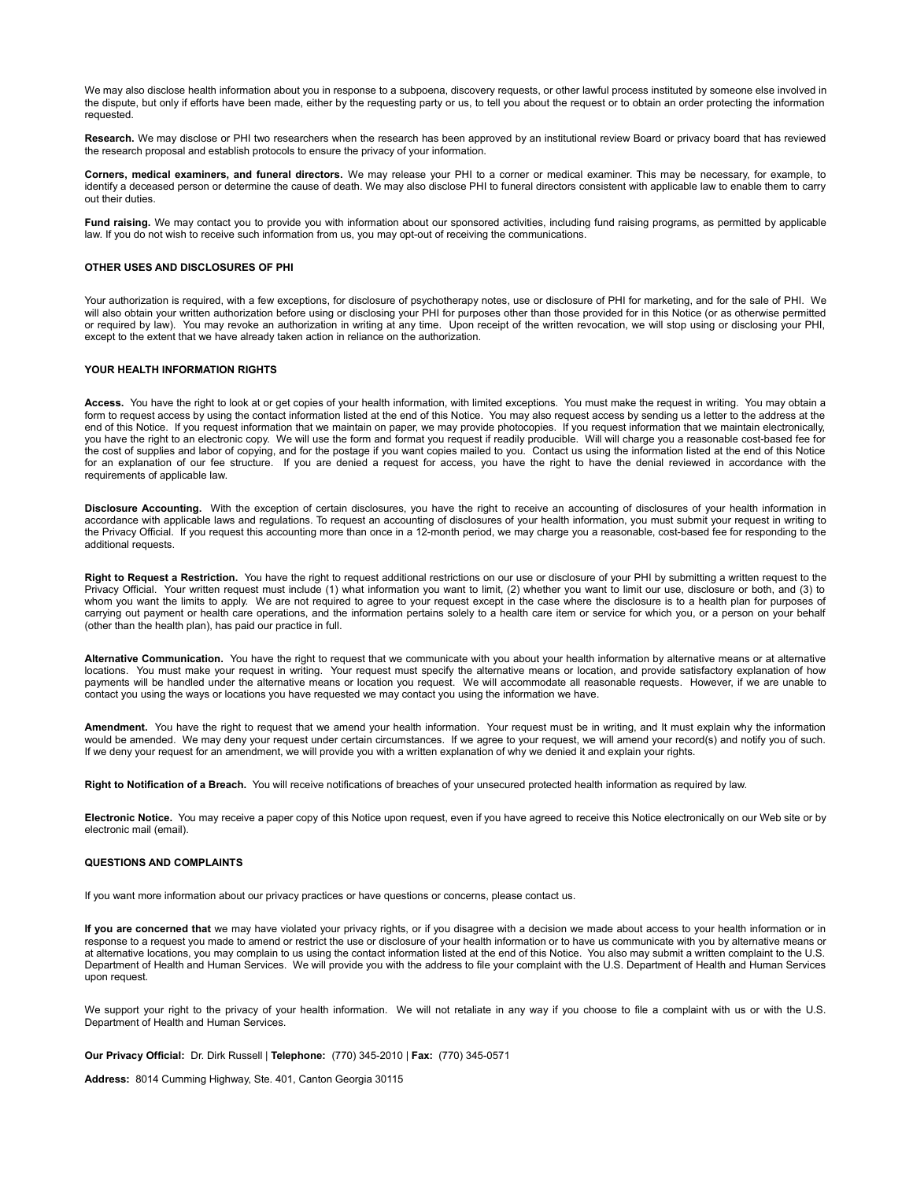We may also disclose health information about you in response to a subpoena, discovery requests, or other lawful process instituted by someone else involved in the dispute, but only if efforts have been made, either by the requesting party or us, to tell you about the request or to obtain an order protecting the information requested.

**Research.** We may disclose or PHI two researchers when the research has been approved by an institutional review Board or privacy board that has reviewed the research proposal and establish protocols to ensure the privacy of your information.

**Corners, medical examiners, and funeral directors.** We may release your PHI to a corner or medical examiner. This may be necessary, for example, to identify a deceased person or determine the cause of death. We may also disclose PHI to funeral directors consistent with applicable law to enable them to carry out their duties.

**Fund raising.** We may contact you to provide you with information about our sponsored activities, including fund raising programs, as permitted by applicable law. If you do not wish to receive such information from us, you may opt-out of receiving the communications.

**OTHER USES AND DISCLOSURES OF PHI**

Your authorization is required, with a few exceptions, for disclosure of psychotherapy notes, use or disclosure of PHI for marketing, and for the sale of PHI. We will also obtain your written authorization before using or disclosing your PHI for purposes other than those provided for in this Notice (or as otherwise permitted or required by law). You may revoke an authorization in writing at any time. Upon receipt of the written revocation, we will stop using or disclosing your PHI, except to the extent that we have already taken action in reliance on the authorization.

**YOUR HEALTH INFORMATION RIGHTS**

**Access.** You have the right to look at or get copies of your health information, with limited exceptions. You must make the request in writing. You may obtain a form to request access by using the contact information listed at the end of this Notice. You may also request access by sending us a letter to the address at the end of this Notice. If you request information that we maintain on paper, we may provide photocopies. If you request information that we maintain electronically, you have the right to an electronic copy. We will use the form and format you request if readily producible. Will will charge you a reasonable cost-based fee for the cost of supplies and labor of copying, and for the postage if you want copies mailed to you. Contact us using the information listed at the end of this Notice for an explanation of our fee structure. If you are denied a request for access, you have the right to have the denial reviewed in accordance with the requirements of applicable law.

**Disclosure Accounting.** With the exception of certain disclosures, you have the right to receive an accounting of disclosures of your health information in accordance with applicable laws and regulations. To request an accounting of disclosures of your health information, you must submit your request in writing to the Privacy Official. If you request this accounting more than once in a 12-month period, we may charge you a reasonable, cost-based fee for responding to the additional requests.

**Right to Request a Restriction.** You have the right to request additional restrictions on our use or disclosure of your PHI by submitting a written request to the Privacy Official. Your written request must include (1) what information you want to limit, (2) whether you want to limit our use, disclosure or both, and (3) to whom you want the limits to apply. We are not required to agree to your request except in the case where the disclosure is to a health plan for purposes of carrying out payment or health care operations, and the information pertains solely to a health care item or service for which you, or a person on your behalf (other than the health plan), has paid our practice in full.

**Alternative Communication.** You have the right to request that we communicate with you about your health information by alternative means or at alternative locations. You must make your request in writing. Your request must specify the alternative means or location, and provide satisfactory explanation of how payments will be handled under the alternative means or location you request. We will accommodate all reasonable requests. However, if we are unable to contact you using the ways or locations you have requested we may contact you using the information we have.

**Amendment.** You have the right to request that we amend your health information. Your request must be in writing, and It must explain why the information would be amended. We may deny your request under certain circumstances. If we agree to your request, we will amend your record(s) and notify you of such. If we deny your request for an amendment, we will provide you with a written explanation of why we denied it and explain your rights.

**Right to Notification of a Breach.** You will receive notifications of breaches of your unsecured protected health information as required by law.

**Electronic Notice.** You may receive a paper copy of this Notice upon request, even if you have agreed to receive this Notice electronically on our Web site or by electronic mail (email).

**QUESTIONS AND COMPLAINTS**

If you want more information about our privacy practices or have questions or concerns, please contact us.

**If you are concerned that** we may have violated your privacy rights, or if you disagree with a decision we made about access to your health information or in response to a request you made to amend or restrict the use or disclosure of your health information or to have us communicate with you by alternative means or at alternative locations, you may complain to us using the contact information listed at the end of this Notice. You also may submit a written complaint to the U.S. Department of Health and Human Services. We will provide you with the address to file your complaint with the U.S. Department of Health and Human Services upon request.

We support your right to the privacy of your health information. We will not retaliate in any way if you choose to file a complaint with us or with the U.S. Department of Health and Human Services.

**Our Privacy Official:** Dr. Dirk Russell | **Telephone:** (770) 345-2010 | **Fax:** (770) 345-0571

**Address:** 8014 Cumming Highway, Ste. 401, Canton Georgia 30115